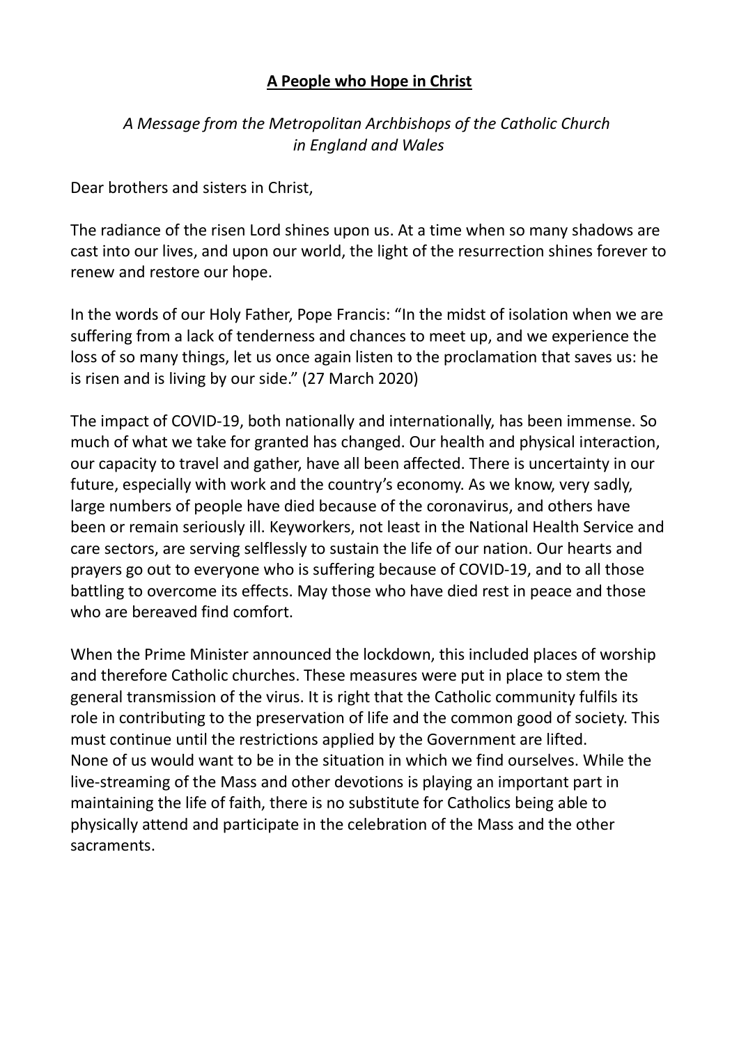# **A People who Hope in Christ**

*A Message from the Metropolitan Archbishops of the Catholic Church in England and Wales*

Dear brothers and sisters in Christ,

The radiance of the risen Lord shines upon us. At a time when so many shadows are cast into our lives, and upon our world, the light of the resurrection shines forever to renew and restore our hope.

In the words of our Holy Father, Pope Francis: "In the midst of isolation when we are suffering from a lack of tenderness and chances to meet up, and we experience the loss of so many things, let us once again listen to the proclamation that saves us: he is risen and is living by our side." (27 March 2020)

The impact of COVID-19, both nationally and internationally, has been immense. So much of what we take for granted has changed. Our health and physical interaction, our capacity to travel and gather, have all been affected. There is uncertainty in our future, especially with work and the country's economy. As we know, very sadly, large numbers of people have died because of the coronavirus, and others have been or remain seriously ill. Keyworkers, not least in the National Health Service and care sectors, are serving selflessly to sustain the life of our nation. Our hearts and prayers go out to everyone who is suffering because of COVID-19, and to all those battling to overcome its effects. May those who have died rest in peace and those who are bereaved find comfort.

When the Prime Minister announced the lockdown, this included places of worship and therefore Catholic churches. These measures were put in place to stem the general transmission of the virus. It is right that the Catholic community fulfils its role in contributing to the preservation of life and the common good of society. This must continue until the restrictions applied by the Government are lifted.
None of us would want to be in the situation in which we find ourselves. While the live-streaming of the Mass and other devotions is playing an important part in maintaining the life of faith, there is no substitute for Catholics being able to physically attend and participate in the celebration of the Mass and the other sacraments.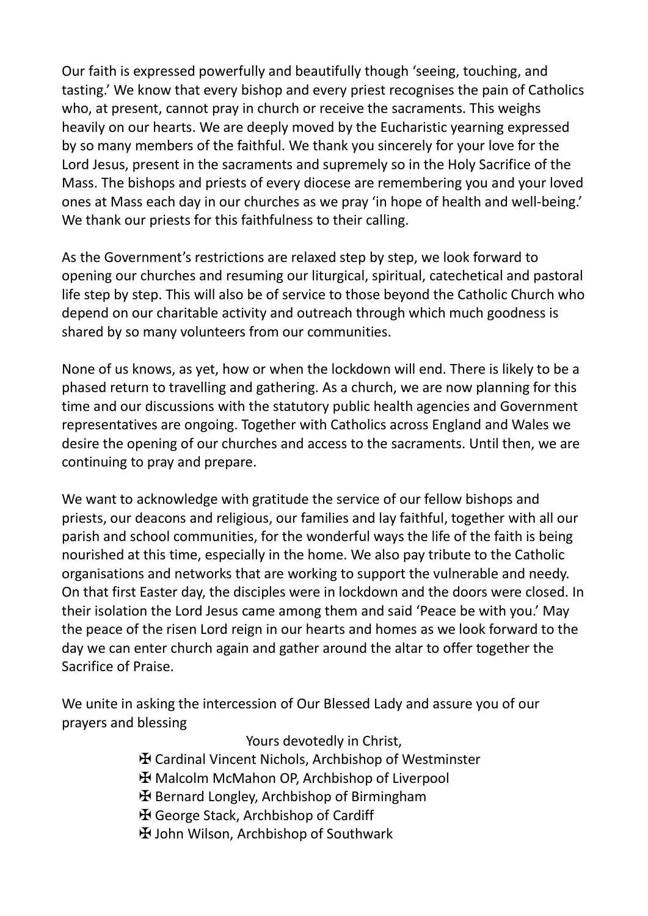Our faith is expressed powerfully and beautifully though 'seeing, touching, and tasting.' We know that every bishop and every priest recognises the pain of Catholics who, at present, cannot pray in church or receive the sacraments. This weighs heavily on our hearts. We are deeply moved by the Eucharistic yearning expressed by so many members of the faithful. We thank you sincerely for your love for the Lord Jesus, present in the sacraments and supremely so in the Holy Sacrifice of the Mass. The bishops and priests of every diocese are remembering you and your loved ones at Mass each day in our churches as we pray 'in hope of health and well-being.' We thank our priests for this faithfulness to their calling.

As the Government's restrictions are relaxed step by step, we look forward to opening our churches and resuming our liturgical, spiritual, catechetical and pastoral life step by step. This will also be of service to those beyond the Catholic Church who depend on our charitable activity and outreach through which much goodness is shared by so many volunteers from our communities.

None of us knows, as yet, how or when the lockdown will end. There is likely to be a phased return to travelling and gathering. As a church, we are now planning for this time and our discussions with the statutory public health agencies and Government representatives are ongoing. Together with Catholics across England and Wales we desire the opening of our churches and access to the sacraments. Until then, we are continuing to pray and prepare.

We want to acknowledge with gratitude the service of our fellow bishops and priests, our deacons and religious, our families and lay faithful, together with all our parish and school communities, for the wonderful ways the life of the faith is being nourished at this time, especially in the home. We also pay tribute to the Catholic organisations and networks that are working to support the vulnerable and needy. On that first Easter day, the disciples were in lockdown and the doors were closed. In their isolation the Lord Jesus came among them and said 'Peace be with you.' May the peace of the risen Lord reign in our hearts and homes as we look forward to the day we can enter church again and gather around the altar to offer together the Sacrifice of Praise.

We unite in asking the intercession of Our Blessed Lady and assure you of our prayers and blessing

Yours devotedly in Christ,

✠ Cardinal Vincent Nichols, Archbishop of Westminster
✠ Malcolm McMahon OP, Archbishop of Liverpool
✠ Bernard Longley, Archbishop of Birmingham
✠ George Stack, Archbishop of Cardiff
✠ John Wilson, Archbishop of Southwark